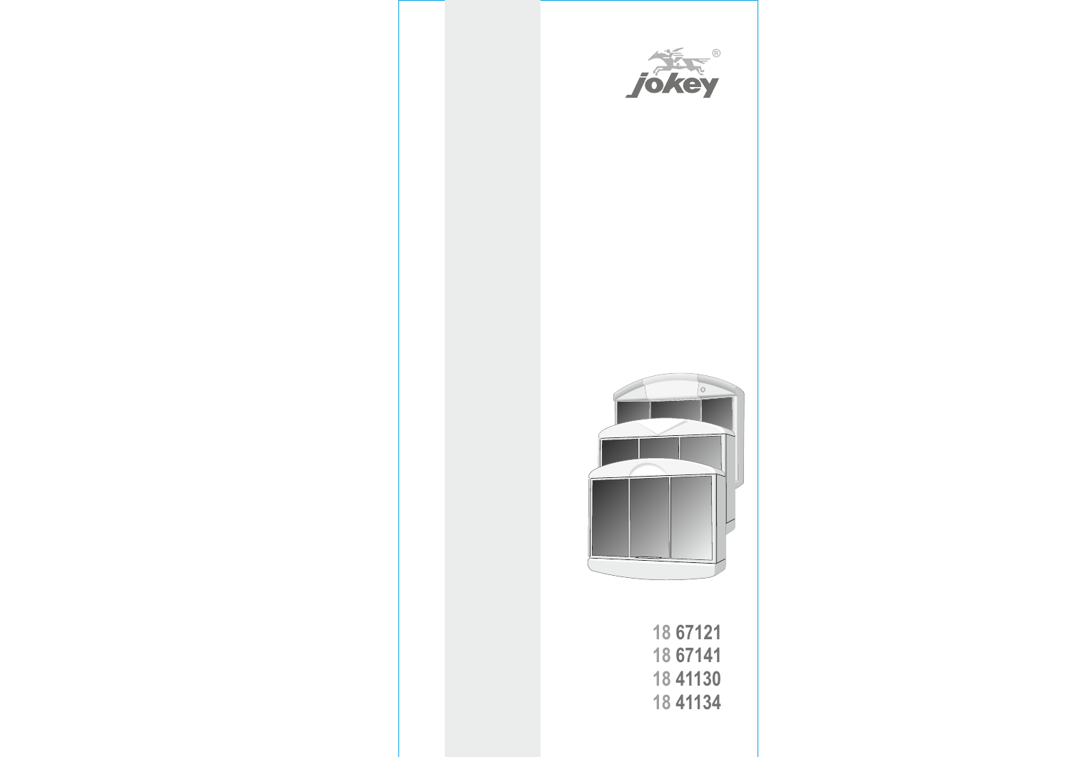jokey®

18 67121
18 67141
18 41130
18 41134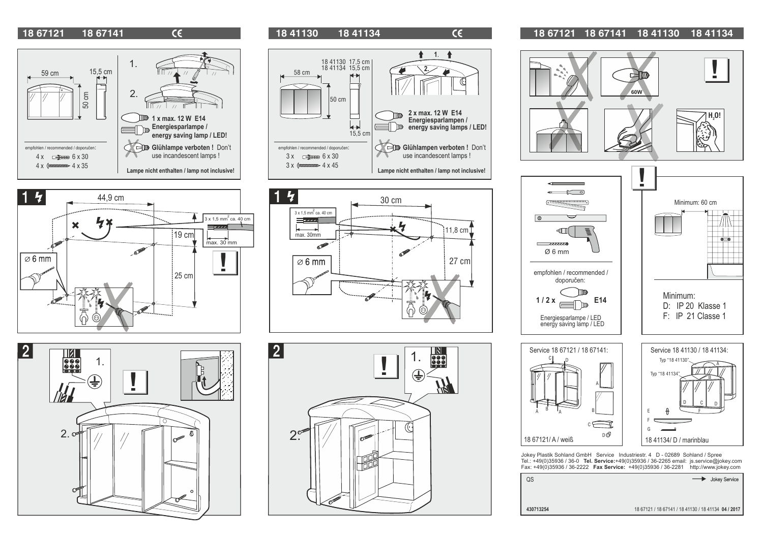## 18 67121 18 67141 CE

59 cm

15,5 cm

50 cm

1.

2.

**1 x max. 12 W E14 Energiesparlampe / energy saving lamp / LED!**

**Glühlampe verboten !** Don't use incandescent lamps !

empfohlen / recommended / doporučen:

4 x 6 x 30

4 x 4 x 35

**Lampe nicht enthalten / lamp not inclusive!**

**1**

44,9 cm

3 x 1,5 mm² ca. 40 cm

max. 30 mm

19 cm

25 cm

∅ 6 mm

**2**

1.

2.

## 18 41130 18 41134 CE

18 41130 17,5 cm

18 41134 15,5 cm

58 cm

50 cm

15,5 cm

1.

2.

**2 x max. 12 W E14 Energiesparlampen / energy saving lamps / LED!**

**Glühlampen verboten !** Don't use incandescent lamps !

empfohlen / recommended / doporučen:

3 x 6 x 30

3 x 4 x 45

**Lampe nicht enthalten / lamp not inclusive!**

**1**

30 cm

3 x 1,5 mm² ca. 40 cm

max. 30mm

11,8 cm

27 cm

∅ 6 mm

**2**

1.

2.

## 18 67121 18 67141 18 41130 18 41134

60W

$H_2O$!

∅ 6 mm

empfohlen / recommended / doporučen:

**1 / 2 x** **E14**

Energiesparlampe / LED
energy saving lamp / LED

Minimum: 60 cm

Minimum:
D: IP 20 Klasse 1
F: IP 21 Classe 1

Service 18 67121 / 18 67141:

C D A B A B C D

18 67121/ A / weiß

Service 18 41130 / 18 41134:

Typ "18 41130"

Typ "18 41134"

A B C D E F G

18 41134/ D / marinblau

Jokey Plastik Sohland GmbH Service Industriestr. 4 D - 02689 Sohland / Spree
Tel.: +49(0)35936 / 36-0 **Tel. Service:**+49(0)35936 / 36-2265 email: js.service@jokey.com
Fax: +49(0)35936 / 36-2222 **Fax Service:** +49(0)35936 / 36-2281 http://www.jokey.com

QS → Jokey Service

**430713254** 18 67121 / 18 67141 / 18 41130 / 18 41134 **04 / 2017**